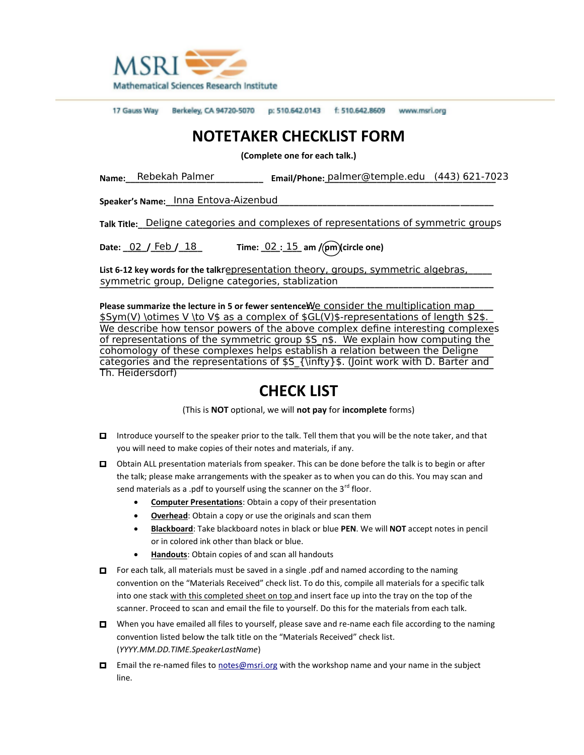MSRI Mathematical Sciences Research Institute

17 Gauss Way Berkeley, CA 94720-5070 p: 510.642.0143 f: 510.642.8609 www.msri.org

# NOTETAKER CHECKLIST FORM

**(Complete one for each talk.)**

**Name:** Rebekah Palmer **Email/Phone:** palmer@temple.edu (443) 621-7023

**Speaker's Name:** Inna Entova-Aizenbud

**Talk Title:** Deligne categories and complexes of representations of symmetric groups

**Date:** 02 / Feb / 18 **Time:** 02 : 15 am / pm (circle one) — pm circled

**List 6-12 key words for the talk:** representation theory, groups, symmetric algebras, symmetric group, Deligne categories, stablization

**Please summarize the lecture in 5 or fewer sentences:** We consider the multiplication map $Sym(V) \otimes V \to V$ as a complex of $GL(V)$-representations of length $2$. We describe how tensor powers of the above complex define interesting complexes of representations of the symmetric group $S_n$. We explain how computing the cohomology of these complexes helps establish a relation between the Deligne categories and the representations of $S_{\infty}$. (Joint work with D. Barter and Th. Heidersdorf)

# CHECK LIST

(This is **NOT** optional, we will **not pay** for **incomplete** forms)

- ☐ Introduce yourself to the speaker prior to the talk. Tell them that you will be the note taker, and that you will need to make copies of their notes and materials, if any.
- ☐ Obtain ALL presentation materials from speaker. This can be done before the talk is to begin or after the talk; please make arrangements with the speaker as to when you can do this. You may scan and send materials as a .pdf to yourself using the scanner on the 3rd floor.
  - **Computer Presentations**: Obtain a copy of their presentation
  - **Overhead**: Obtain a copy or use the originals and scan them
  - **Blackboard**: Take blackboard notes in black or blue **PEN**. We will **NOT** accept notes in pencil or in colored ink other than black or blue.
  - **Handouts**: Obtain copies of and scan all handouts
- ☐ For each talk, all materials must be saved in a single .pdf and named according to the naming convention on the "Materials Received" check list. To do this, compile all materials for a specific talk into one stack with this completed sheet on top and insert face up into the tray on the top of the scanner. Proceed to scan and email the file to yourself. Do this for the materials from each talk.
- ☐ When you have emailed all files to yourself, please save and re-name each file according to the naming convention listed below the talk title on the "Materials Received" check list. (*YYYY.MM.DD.TIME.SpeakerLastName*)
- ☐ Email the re-named files to notes@msri.org with the workshop name and your name in the subject line.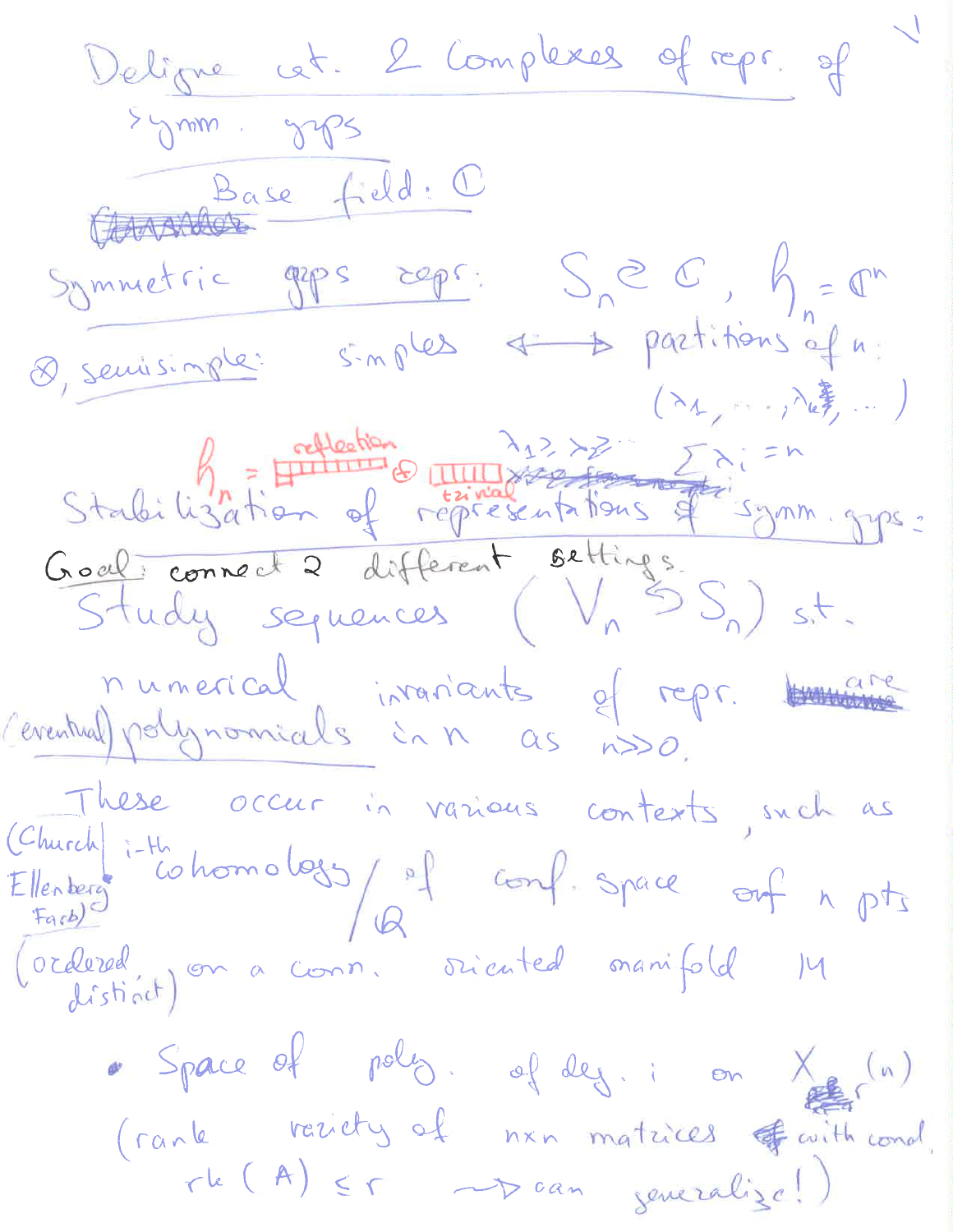# Deligne cat. & Complexes of repr. of symm. grps

Base field: $\mathbb{C}$

~~Character~~

**Symmetric grps repr.:** $S_n \curvearrowright \mathbb{C}$, $\mathfrak{h}_n = \mathbb{C}^n$

$\otimes$, semisimple: simples $\longleftrightarrow$ partitions of $n$: $(\lambda_1, \ldots, \lambda_k, \ldots)$

$\lambda_1 \geq \lambda_2 \geq \cdots$ $\quad \sum \lambda_i = n$

$\mathfrak{h}_n$ = [reflection] $\oplus$ [trivial]

## Stabilization of representations of symm. grps:

**Goal:** connect 2 different settings.

Study sequences $(V_n \circlearrowleft S_n)$ s.t. numerical invariants of repr. are (eventual) polynomials in $n$ as $n \gg 0$.

These occur in various contexts, such as

- (Church, Ellenberg, Farb) $i$-th cohomology$/\mathbb{Q}$ of conf. space of $n$ pts (ordered, distinct) on a conn. oriented manifold $M$

- Space of poly. of deg. $i$ on $X_r(n)$ (rank variety of $n \times n$ matrices with cond. $\mathrm{rk}(A) \leq r$ $\to$ can generalize!)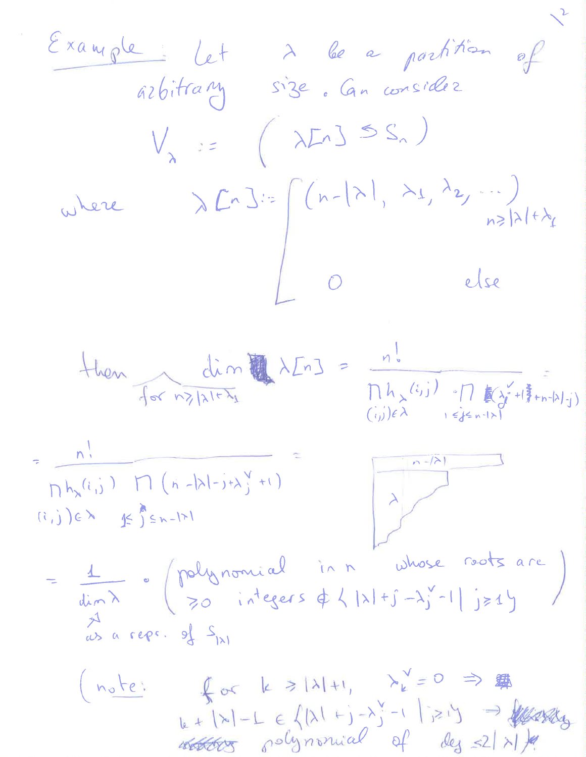**Example**: Let $\lambda$ be a partition of arbitrary size. Can consider

$$V_\lambda := \left( \lambda[n] \circlearrowleft S_n \right)$$

where

$$\lambda[n] := \begin{cases} (n-|\lambda|, \lambda_1, \lambda_2, \dots) & n \geq |\lambda| + \lambda_1 \\ 0 & \text{else} \end{cases}$$

then (for $n \geq |\lambda| + \lambda_1$)

$$\dim \lambda[n] = \frac{n!}{\prod_{(i,j)\in\lambda} h_\lambda(i,j) \cdot \prod_{1 \leq j \leq n-|\lambda|} (\lambda_j^\vee + 1 + n - |\lambda| - j)} =$$

$$= \frac{n!}{\prod_{(i,j)\in\lambda} h_\lambda(i,j) \prod_{1 \leq j \leq n-|\lambda|} (n - |\lambda| - j + \lambda_j^\vee + 1)} =$$

(diagram: a row of length $n-|\lambda|$ on top of the diagram $\lambda$)

$$= \frac{1}{\dim \lambda} \cdot \left( \begin{array}{l} \text{polynomial in } n \text{ whose roots are} \\ \geq 0 \text{ integers} \notin \{ |\lambda| + j - \lambda_j^\vee - 1 \mid j \geq 1 \} \end{array} \right)$$

($\dim \lambda$ as a rep. of $S_{|\lambda|}$)

(note: for $k \geq |\lambda| + 1$, $\lambda_k^\vee = 0 \Rightarrow$
$k + |\lambda| - 1 \in \{ |\lambda| + j - \lambda_j^\vee - 1 \mid j \geq 1 \} \Rightarrow$ polynomial of deg $\leq 2|\lambda|$)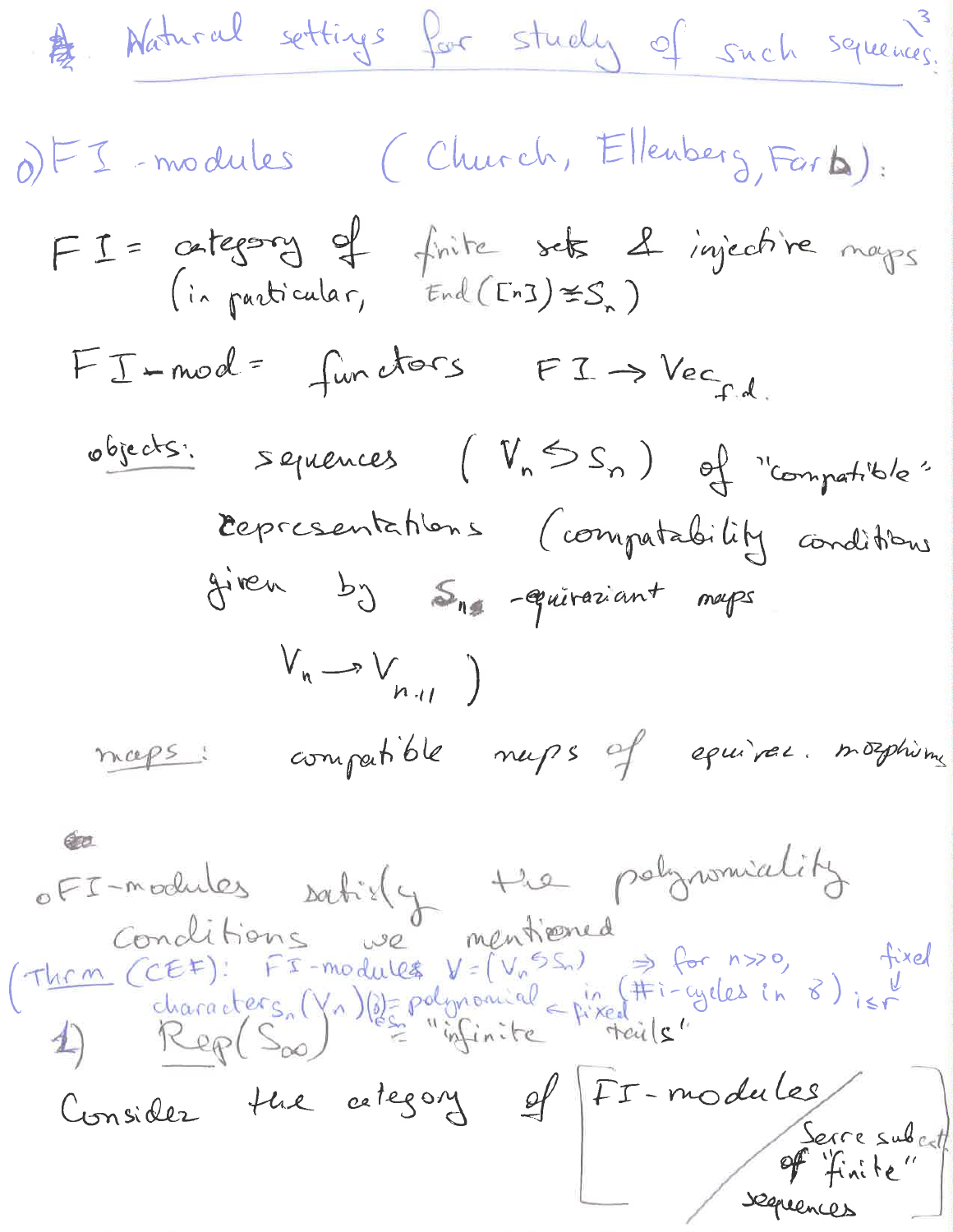# Natural settings for study of such sequences.

0) FI-modules (Church, Ellenberg, Farb):

FI = category of finite sets & injective maps
(in particular, $\mathrm{End}([n]) \cong S_n$)

FI-mod = functors $FI \to Vec_{f.d.}$

objects: sequences $(V_n \circlearrowleft S_n)$ of "compatible" representations (compatibility conditions given by $S_n$-equivariant maps
$$V_n \to V_{n+1}\ )$$

maps: compatible maps of equivar. morphisms

∘ FI-modules satisfy the polynomiality conditions we mentioned

(Thm (CEF): FI-modules $V = (V_n \circlearrowleft S_n)$ $\Rightarrow$ for $n \gg 0$, characters$_n(V_n)(\sigma) =$ polynomial in (#i-cycles in $\sigma$) $i \leq r$ fixed, $\sigma \in S_n$)

1) $\mathrm{Rep}(S_\infty)$ = "infinite" fixed "tails"

Consider the category of FI-modules / Serre subcat of "finite" sequences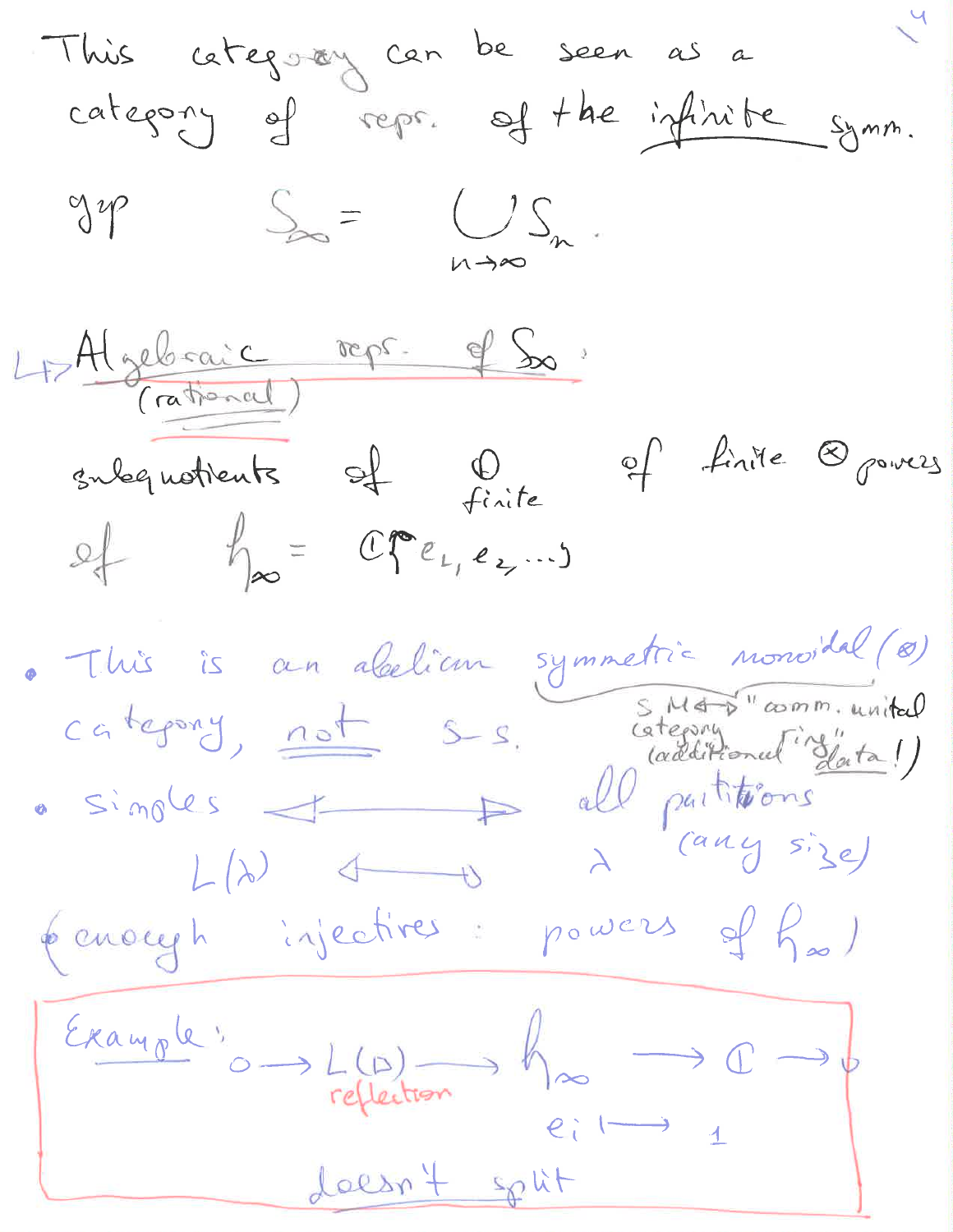This category can be seen as a category of repr. of the infinite symm. grp $S_\infty = \bigcup_{n\to\infty} S_n$.

↳ Algebraic (rational) repr. of $S_\infty$:

subquotients of $\bigoplus_{\text{finite}}$ of finite $\otimes$ powers of $\mathfrak{h}_\infty = \mathbb{C}\{e_1, e_2, \dots\}$

- This is an abelian symmetric monoidal ($\otimes$) category, not s-s. (SMC ⟷ "comm. unital ring" category (additional data!))
- simples ⟷ all partitions (any size)

  $L(\lambda) \longleftrightarrow \lambda$

  (enough injectives: powers of $\mathfrak{h}_\infty$)

---

**Example:** $0 \to L(\square) \to \mathfrak{h}_\infty \to \mathbb{C} \to 0$

$L(\square)$: reflection

$e_i \mapsto 1$

doesn't split

---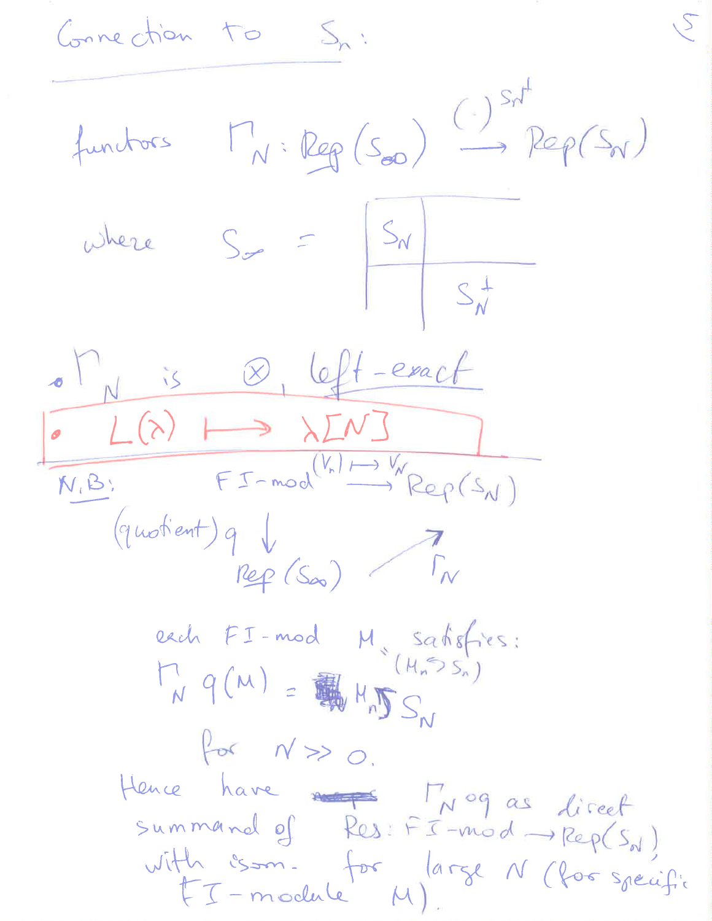## Connection to $S_n$:

functors $\Gamma_N : \underline{Rep}(S_\infty) \xrightarrow{(\cdot)^{S_N^\perp}} Rep(S_N)$

where $S_\infty = \begin{array}{|c|c} \hline S_N & \\ \hline & S_N^\perp \end{array}$

- $\Gamma_N$ is $\otimes$, left-exact
- $L(\lambda) \longmapsto \lambda[N]$

**N.B.:**

$$\begin{array}{ccc} \text{FI-mod} & \xrightarrow{(V_n) \mapsto V_N} & Rep(S_N) \\ \text{(quotient) } q \downarrow & \nearrow \Gamma_N & \\ \underline{Rep}(S_\infty) & & \end{array}$$

each FI-mod $M$ satisfies: ($M_n \circlearrowleft S_n$)

$$\Gamma_N \, q(M) = M_n \circlearrowleft S_N$$

for $N \gg 0$.

Hence have $\Gamma_N \circ q$ as direct summand of $\text{Res} : \text{FI-mod} \to Rep(S_N)$, with isom. for large $N$ (for specific FI-module $M$).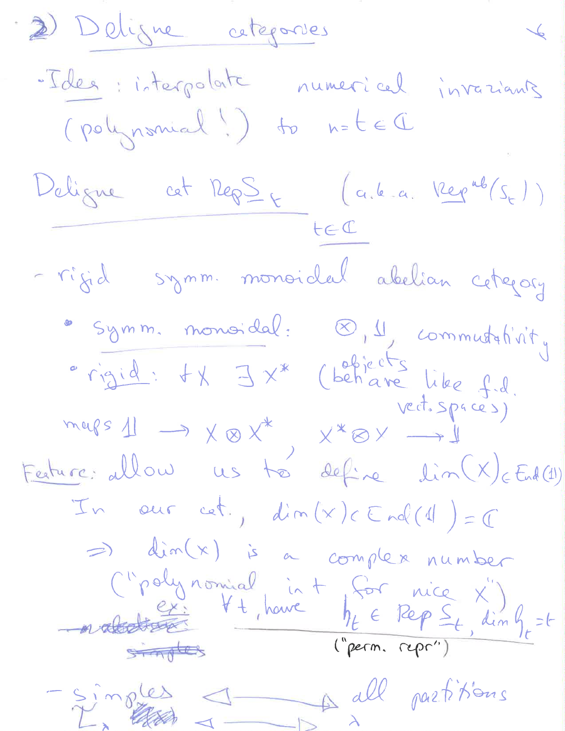## 2) Deligne categories

- *Idea*: interpolate numerical invariants (polynomial!) to $n = t \in \mathbb{C}$

**Deligne cat $\underline{\mathrm{Rep}}\, S_t$** (a.k.a. $\underline{\mathrm{Rep}}^{ab}(S_t)$)
$t \in \mathbb{C}$

- rigid symm. monoidal abelian category
  - symm. monoidal: $\otimes$, $\mathbb{1}$, commutativity
  - rigid: $\forall X \; \exists X^*$ (objects behave like f.d. vect. spaces)

  maps $\mathbb{1} \to X \otimes X^*$, $X^* \otimes X \to \mathbb{1}$

Feature: allow us to define $\dim(X) \in \mathrm{End}(\mathbb{1})$

In our cat., $\dim(X) \in \mathrm{End}(\mathbb{1}) = \mathbb{C}$

$\Rightarrow$ $\dim(X)$ is a complex number ("polynomial in $t$ for nice $X$")

ex: $\forall t$, have $\mathfrak{h}_t \in \underline{\mathrm{Rep}}\, S_t$, $\dim \mathfrak{h}_t = t$
("perm. repr")

- simples $\longleftrightarrow$ all partitions
  $L_\lambda \longleftrightarrow \lambda$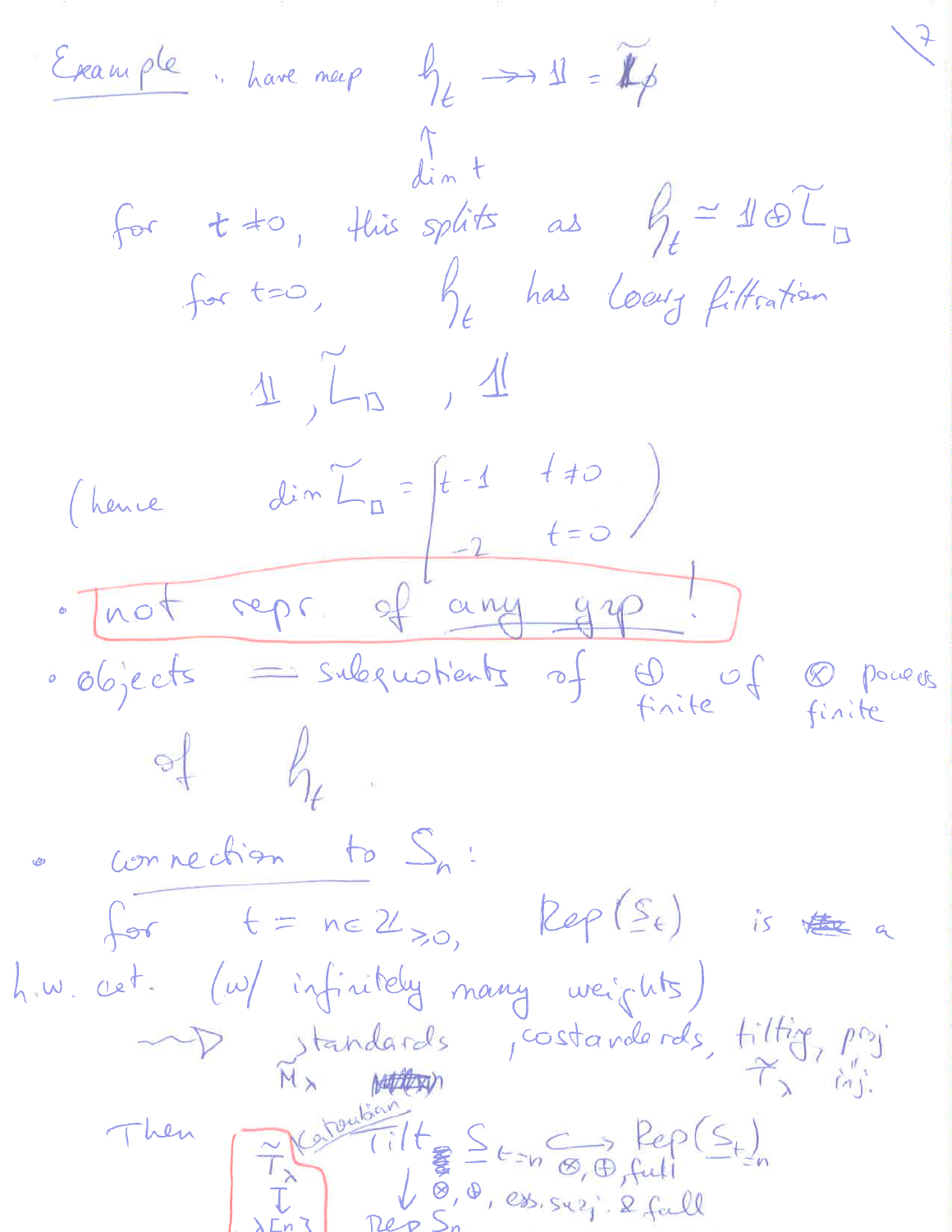**Example**: have map $\mathfrak{h}_t \twoheadrightarrow \mathbb{1} = \tilde{L}_\emptyset$

$\uparrow$
$\dim t$

for $t \neq 0$, this splits as $\mathfrak{h}_t \simeq \mathbb{1} \oplus \tilde{L}_\square$

for $t = 0$, $\mathfrak{h}_t$ has Loewy filtration

$$\mathbb{1}, \tilde{L}_\square, \mathbb{1}$$

(hence $\dim \tilde{L}_\square = \begin{cases} t-1 & t \neq 0 \\ -2 & t = 0 \end{cases}$ )

- not repr. of any grp!
- objects = subquotients of $\bigoplus_{\text{finite}}$ of $\otimes$ powers finite of $\mathfrak{h}_t$.
- connection to $S_n$:

for $t = n \in \mathbb{Z}_{\geq 0}$, $\underline{Rep}(S_t)$ is a h.w. cat. (w/ infinitely many weights)

$\rightsquigarrow$ standards $\tilde{M}_\lambda$, costandards, tilting $\tilde{T}_\lambda$, proj = inj.

Then

$$\begin{array}{ccc} \tilde{T}_\lambda & \text{Karoubian } \underline{Tilt}\,\underline{S}_{t=n} & \underset{\otimes, \oplus, \text{full}}{\hookrightarrow} \underline{Rep}(\underline{S}_t)_{t=n} \\ \updownarrow & \downarrow \ \otimes, \oplus, \text{ess. surj. \& full} & \\ \lambda \vdash n? & Rep\, S_n & \end{array}$$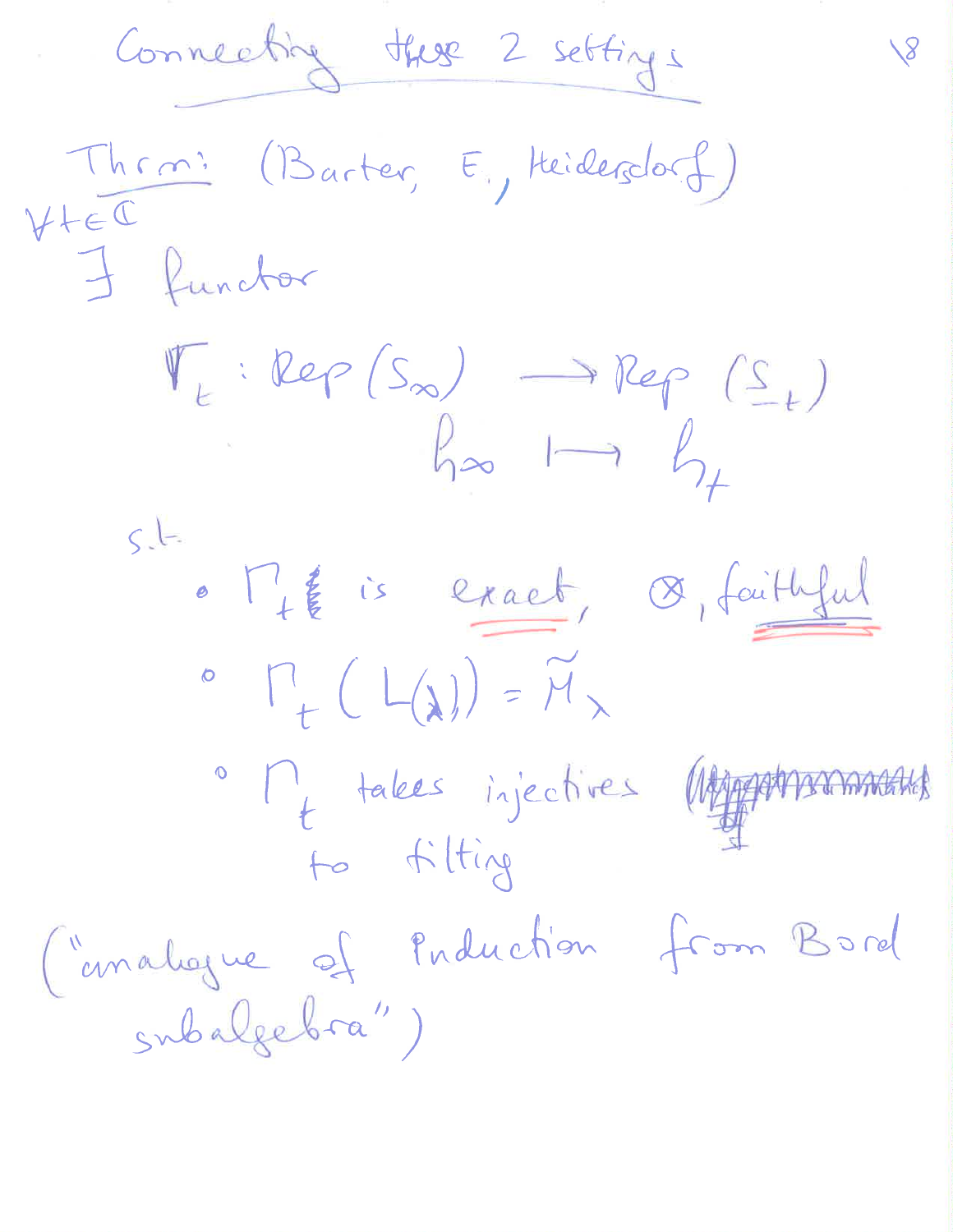# Connecting these 2 settings:

**Thm:** (Barter, E., Heidersdorf)

$\forall t \in \mathbb{C}$

$\exists$ functor

$$\Gamma_t : Rep(S_\infty) \longrightarrow Rep(\underline{S}_t)$$
$$\mathfrak{h}_\infty \longmapsto \mathfrak{h}_t$$

s.t.

- $\Gamma_t$ is exact, $\otimes$, faithful
- $\Gamma_t(L(\lambda)) = \tilde{M}_\lambda$
- $\Gamma_t$ takes injectives to tilting

("analogue of induction from Borel subalgebra")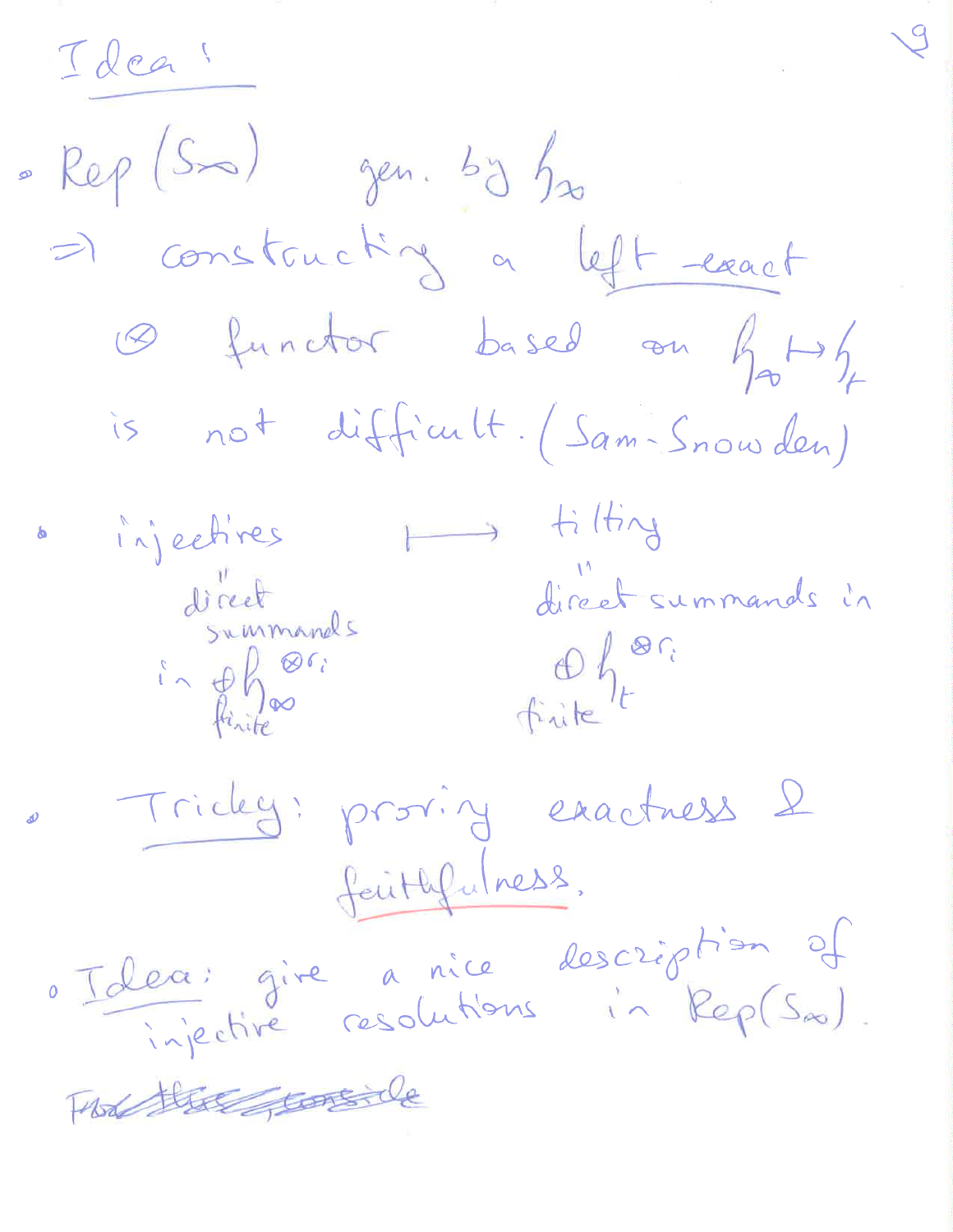# Idea:

- $Rep(S_\infty)$ gen. by $\mathfrak{h}_\infty$

  $\Rightarrow$ constructing a left exact $\otimes$ functor based on $\mathfrak{h}_\infty \mapsto \mathfrak{h}_t$ is not difficult. (Sam-Snowden)

- injectives $\longmapsto$ tilting

  injectives = direct summands in $\bigoplus_{\text{finite}} \mathfrak{h}_\infty^{\otimes r_i}$

  tilting = direct summands in $\bigoplus_{\text{finite}} \mathfrak{h}_t^{\otimes r_i}$

- Tricky: proving exactness & faithfulness.

- Idea: give a nice description of injective resolutions in $Rep(S_\infty)$.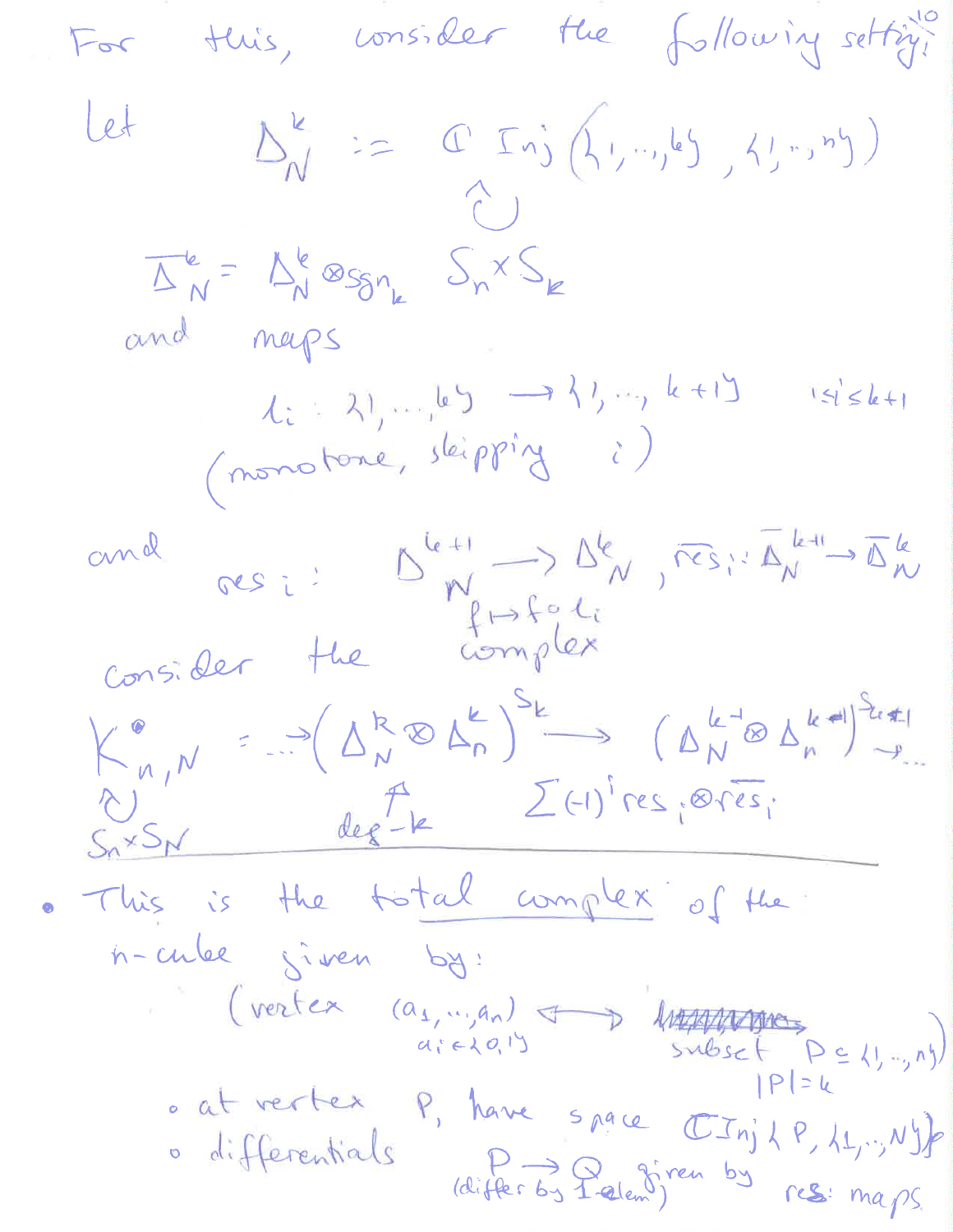For this, consider the following setting:

Let

$$\Delta^k_N := \mathbb{C}\,\mathrm{Inj}(\{1,\dots,k\},\{1,\dots,n\})$$

$$\circlearrowright$$

$$\overline{\Delta}^k_N = \Delta^k_N \otimes \mathrm{sgn}_k \quad S_n \times S_k$$

and maps

$$\iota_i : \{1,\dots,k\} \to \{1,\dots,k+1\} \qquad 1 \le i \le k+1$$

(monotone, skipping $i$)

and $\mathrm{res}_i : \Delta^{k+1}_N \to \Delta^k_N$, $\overline{\mathrm{res}}_i : \overline{\Delta}^{k+1}_N \to \overline{\Delta}^k_N$

$f \mapsto f \circ \iota_i$

consider the complex

$$K^\bullet_{n,N} = \dots \to \left(\Delta^k_N \otimes \Delta^k_n\right)^{S_k} \longrightarrow \left(\Delta^{k-1}_N \otimes \Delta^{k-1}_n\right)^{S_{k-1}} \to \dots$$

$\circlearrowright$ $S_n \times S_N$ ; $\deg -k$ ; $\sum (-1)^i \mathrm{res}_i \otimes \overline{\mathrm{res}}_i$

---

- This is the total complex of the $n$-cube given by:
  - (vertex $(a_1,\dots,a_n)$, $a_i \in \{0,1\}$ $\longleftrightarrow$ subset $P \subseteq \{1,\dots,n\}$, $|P| = k$)
  - at vertex $P$, have space $\mathbb{C}\,\mathrm{Inj}\{P,\{1,\dots,N\}\}$
  - differentials $P \to Q$ (differ by 1 elem) given by $\mathrm{res}_i$ maps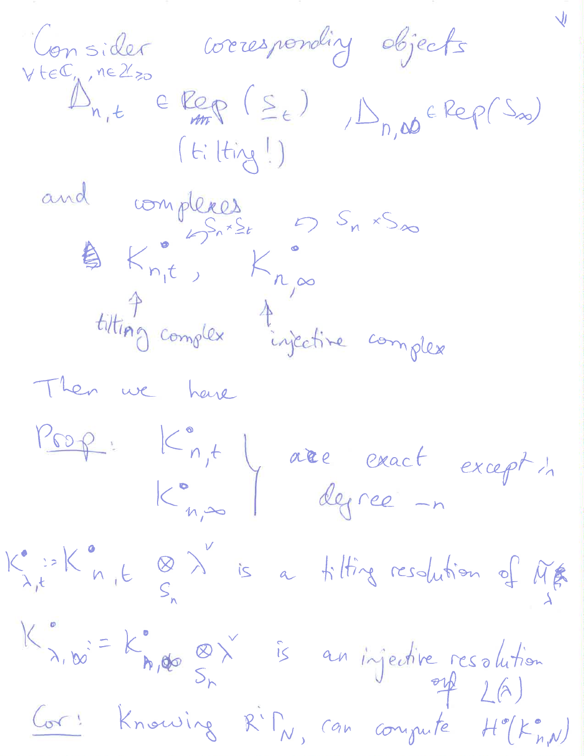Consider corresponding objects $\forall t \in \mathbb{C}, n \in \mathbb{Z}_{\geq 0}$

$$\Delta_{n,t} \in \underline{Rep}(\underline{S}_t), \quad \Delta_{n,\infty} \in Rep(S_\infty)$$

(tilting!)

and complexes

$$K^\bullet_{n,t} \circlearrowleft S_n \times \underline{S}_t, \quad K^\bullet_{n,\infty} \circlearrowleft S_n \times S_\infty$$

$K^\bullet_{n,t}$: tilting complex; $K^\bullet_{n,\infty}$: injective complex

Then we have

**Prop:** $K^\bullet_{n,t}$, $K^\bullet_{n,\infty}$ are exact except in degree $-n$

$K^\bullet_{\lambda,t} := K^\bullet_{n,t} \otimes_{S_n} \lambda^\vee$ is a tilting resolution of $\tilde{M}_\lambda$

$K^\bullet_{\lambda,\infty} := K^\bullet_{n,\infty} \otimes_{S_n} \lambda^\vee$ is an injective resolution of $L(\lambda)$

**Cor:** Knowing $R^i\Gamma_N$, can compute $H^0(K^\bullet_{n,N})$